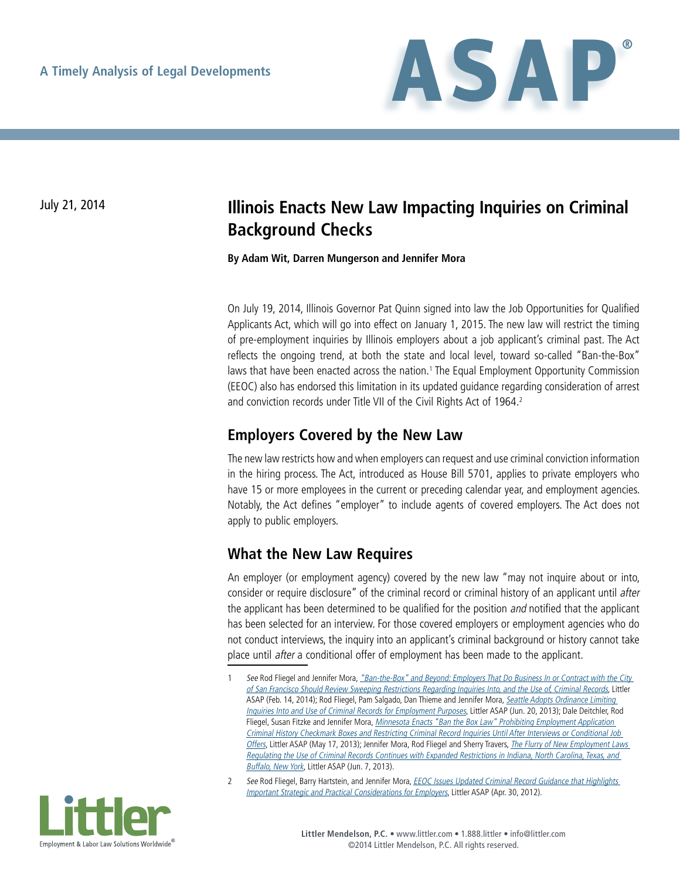A Timely Analysis of Legal Developments

# ASAP®

July 21, 2014

## Illinois Enacts New Law Impacting Inquiries on Criminal Background Checks

**By Adam Wit, Darren Mungerson and Jennifer Mora**

On July 19, 2014, Illinois Governor Pat Quinn signed into law the Job Opportunities for Qualified Applicants Act, which will go into effect on January 1, 2015. The new law will restrict the timing of pre-employment inquiries by Illinois employers about a job applicant's criminal past. The Act reflects the ongoing trend, at both the state and local level, toward so-called "Ban-the-Box" laws that have been enacted across the nation.[1] The Equal Employment Opportunity Commission (EEOC) also has endorsed this limitation in its updated guidance regarding consideration of arrest and conviction records under Title VII of the Civil Rights Act of 1964.[2]

### Employers Covered by the New Law

The new law restricts how and when employers can request and use criminal conviction information in the hiring process. The Act, introduced as House Bill 5701, applies to private employers who have 15 or more employees in the current or preceding calendar year, and employment agencies. Notably, the Act defines "employer" to include agents of covered employers. The Act does not apply to public employers.

### What the New Law Requires

An employer (or employment agency) covered by the new law "may not inquire about or into, consider or require disclosure" of the criminal record or criminal history of an applicant until *after* the applicant has been determined to be qualified for the position *and* notified that the applicant has been selected for an interview. For those covered employers or employment agencies who do not conduct interviews, the inquiry into an applicant's criminal background or history cannot take place until *after* a conditional offer of employment has been made to the applicant.

---

1 *See* Rod Fliegel and Jennifer Mora, *"Ban-the-Box" and Beyond: Employers That Do Business In or Contract with the City of San Francisco Should Review Sweeping Restrictions Regarding Inquiries Into, and the Use of, Criminal Records*, Littler ASAP (Feb. 14, 2014); Rod Fliegel, Pam Salgado, Dan Thieme and Jennifer Mora, *Seattle Adopts Ordinance Limiting Inquiries Into and Use of Criminal Records for Employment Purposes*, Littler ASAP (Jun. 20, 2013); Dale Deitchler, Rod Fliegel, Susan Fitzke and Jennifer Mora, *Minnesota Enacts "Ban the Box Law" Prohibiting Employment Application Criminal History Checkmark Boxes and Restricting Criminal Record Inquiries Until After Interviews or Conditional Job Offers*, Littler ASAP (May 17, 2013); Jennifer Mora, Rod Fliegel and Sherry Travers, *The Flurry of New Employment Laws Regulating the Use of Criminal Records Continues with Expanded Restrictions in Indiana, North Carolina, Texas, and Buffalo, New York*, Littler ASAP (Jun. 7, 2013).

2 *See* Rod Fliegel, Barry Hartstein, and Jennifer Mora, *EEOC Issues Updated Criminal Record Guidance that Highlights Important Strategic and Practical Considerations for Employers*, Littler ASAP (Apr. 30, 2012).

Littler — Employment & Labor Law Solutions Worldwide®

**Littler Mendelson, P.C.** • www.littler.com • 1.888.littler • info@littler.com
©2014 Littler Mendelson, P.C. All rights reserved.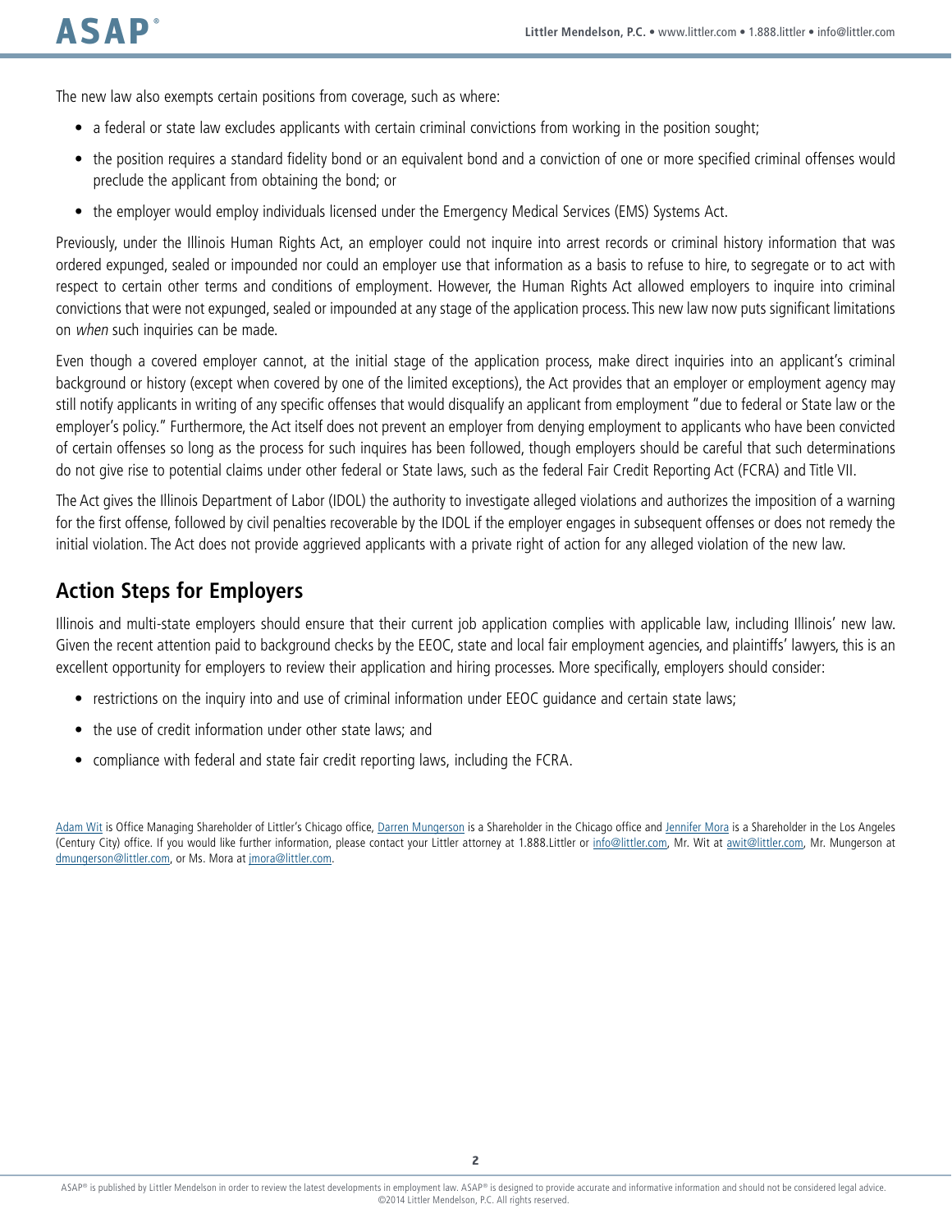The new law also exempts certain positions from coverage, such as where:

- a federal or state law excludes applicants with certain criminal convictions from working in the position sought;
- the position requires a standard fidelity bond or an equivalent bond and a conviction of one or more specified criminal offenses would preclude the applicant from obtaining the bond; or
- the employer would employ individuals licensed under the Emergency Medical Services (EMS) Systems Act.

Previously, under the Illinois Human Rights Act, an employer could not inquire into arrest records or criminal history information that was ordered expunged, sealed or impounded nor could an employer use that information as a basis to refuse to hire, to segregate or to act with respect to certain other terms and conditions of employment. However, the Human Rights Act allowed employers to inquire into criminal convictions that were not expunged, sealed or impounded at any stage of the application process. This new law now puts significant limitations on *when* such inquiries can be made.

Even though a covered employer cannot, at the initial stage of the application process, make direct inquiries into an applicant's criminal background or history (except when covered by one of the limited exceptions), the Act provides that an employer or employment agency may still notify applicants in writing of any specific offenses that would disqualify an applicant from employment "due to federal or State law or the employer's policy." Furthermore, the Act itself does not prevent an employer from denying employment to applicants who have been convicted of certain offenses so long as the process for such inquires has been followed, though employers should be careful that such determinations do not give rise to potential claims under other federal or State laws, such as the federal Fair Credit Reporting Act (FCRA) and Title VII.

The Act gives the Illinois Department of Labor (IDOL) the authority to investigate alleged violations and authorizes the imposition of a warning for the first offense, followed by civil penalties recoverable by the IDOL if the employer engages in subsequent offenses or does not remedy the initial violation. The Act does not provide aggrieved applicants with a private right of action for any alleged violation of the new law.

## Action Steps for Employers

Illinois and multi-state employers should ensure that their current job application complies with applicable law, including Illinois' new law. Given the recent attention paid to background checks by the EEOC, state and local fair employment agencies, and plaintiffs' lawyers, this is an excellent opportunity for employers to review their application and hiring processes. More specifically, employers should consider:

- restrictions on the inquiry into and use of criminal information under EEOC guidance and certain state laws;
- the use of credit information under other state laws; and
- compliance with federal and state fair credit reporting laws, including the FCRA.

Adam Wit is Office Managing Shareholder of Littler's Chicago office, Darren Mungerson is a Shareholder in the Chicago office and Jennifer Mora is a Shareholder in the Los Angeles (Century City) office. If you would like further information, please contact your Littler attorney at 1.888.Littler or info@littler.com, Mr. Wit at awit@littler.com, Mr. Mungerson at dmungerson@littler.com, or Ms. Mora at jmora@littler.com.

ASAP® is published by Littler Mendelson in order to review the latest developments in employment law. ASAP® is designed to provide accurate and informative information and should not be considered legal advice. ©2014 Littler Mendelson, P.C. All rights reserved.